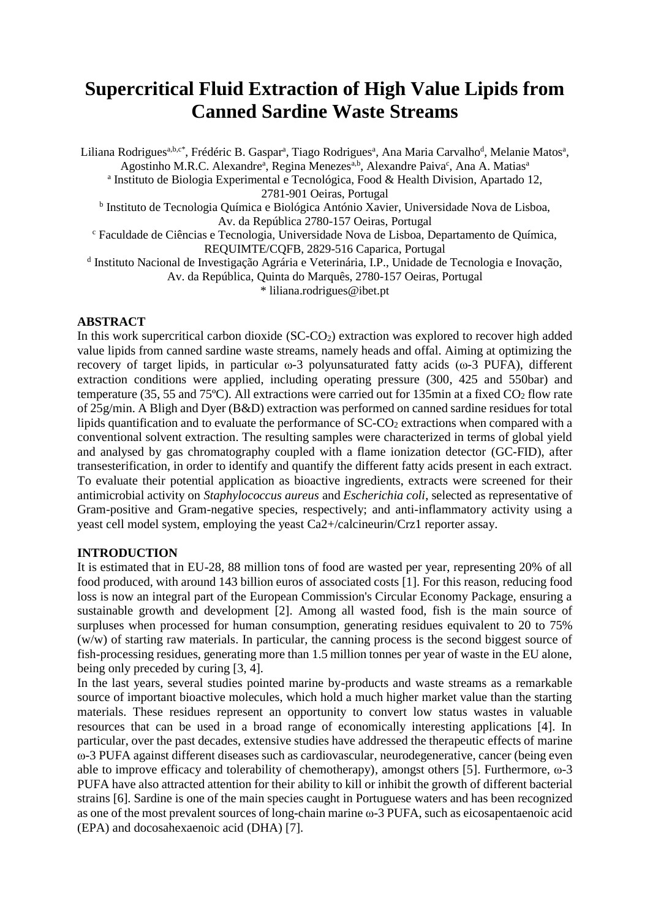# Supercritical Fluid Extraction of High Value Lipids from Canned Sardine Waste Streams

Liliana Rodrigues[a,b,c*], Frédéric B. Gaspar[a], Tiago Rodrigues[a], Ana Maria Carvalho[d], Melanie Matos[a], Agostinho M.R.C. Alexandre[a], Regina Menezes[a,b], Alexandre Paiva[c], Ana A. Matias[a]

[a] Instituto de Biologia Experimental e Tecnológica, Food & Health Division, Apartado 12, 2781-901 Oeiras, Portugal

[b] Instituto de Tecnologia Química e Biológica António Xavier, Universidade Nova de Lisboa, Av. da República 2780-157 Oeiras, Portugal

[c] Faculdade de Ciências e Tecnologia, Universidade Nova de Lisboa, Departamento de Química, REQUIMTE/CQFB, 2829-516 Caparica, Portugal

[d] Instituto Nacional de Investigação Agrária e Veterinária, I.P., Unidade de Tecnologia e Inovação, Av. da República, Quinta do Marquês, 2780-157 Oeiras, Portugal

* liliana.rodrigues@ibet.pt

## ABSTRACT

In this work supercritical carbon dioxide (SC-$CO_2$) extraction was explored to recover high added value lipids from canned sardine waste streams, namely heads and offal. Aiming at optimizing the recovery of target lipids, in particular ω-3 polyunsaturated fatty acids (ω-3 PUFA), different extraction conditions were applied, including operating pressure (300, 425 and 550bar) and temperature (35, 55 and 75ºC). All extractions were carried out for 135min at a fixed $CO_2$ flow rate of 25g/min. A Bligh and Dyer (B&D) extraction was performed on canned sardine residues for total lipids quantification and to evaluate the performance of SC-$CO_2$ extractions when compared with a conventional solvent extraction. The resulting samples were characterized in terms of global yield and analysed by gas chromatography coupled with a flame ionization detector (GC-FID), after transesterification, in order to identify and quantify the different fatty acids present in each extract. To evaluate their potential application as bioactive ingredients, extracts were screened for their antimicrobial activity on *Staphylococcus aureus* and *Escherichia coli*, selected as representative of Gram-positive and Gram-negative species, respectively; and anti-inflammatory activity using a yeast cell model system, employing the yeast Ca2+/calcineurin/Crz1 reporter assay.

## INTRODUCTION

It is estimated that in EU-28, 88 million tons of food are wasted per year, representing 20% of all food produced, with around 143 billion euros of associated costs [1]. For this reason, reducing food loss is now an integral part of the European Commission's Circular Economy Package, ensuring a sustainable growth and development [2]. Among all wasted food, fish is the main source of surpluses when processed for human consumption, generating residues equivalent to 20 to 75% (w/w) of starting raw materials. In particular, the canning process is the second biggest source of fish-processing residues, generating more than 1.5 million tonnes per year of waste in the EU alone, being only preceded by curing [3, 4].

In the last years, several studies pointed marine by-products and waste streams as a remarkable source of important bioactive molecules, which hold a much higher market value than the starting materials. These residues represent an opportunity to convert low status wastes in valuable resources that can be used in a broad range of economically interesting applications [4]. In particular, over the past decades, extensive studies have addressed the therapeutic effects of marine ω-3 PUFA against different diseases such as cardiovascular, neurodegenerative, cancer (being even able to improve efficacy and tolerability of chemotherapy), amongst others [5]. Furthermore, ω-3 PUFA have also attracted attention for their ability to kill or inhibit the growth of different bacterial strains [6]. Sardine is one of the main species caught in Portuguese waters and has been recognized as one of the most prevalent sources of long-chain marine ω-3 PUFA, such as eicosapentaenoic acid (EPA) and docosahexaenoic acid (DHA) [7].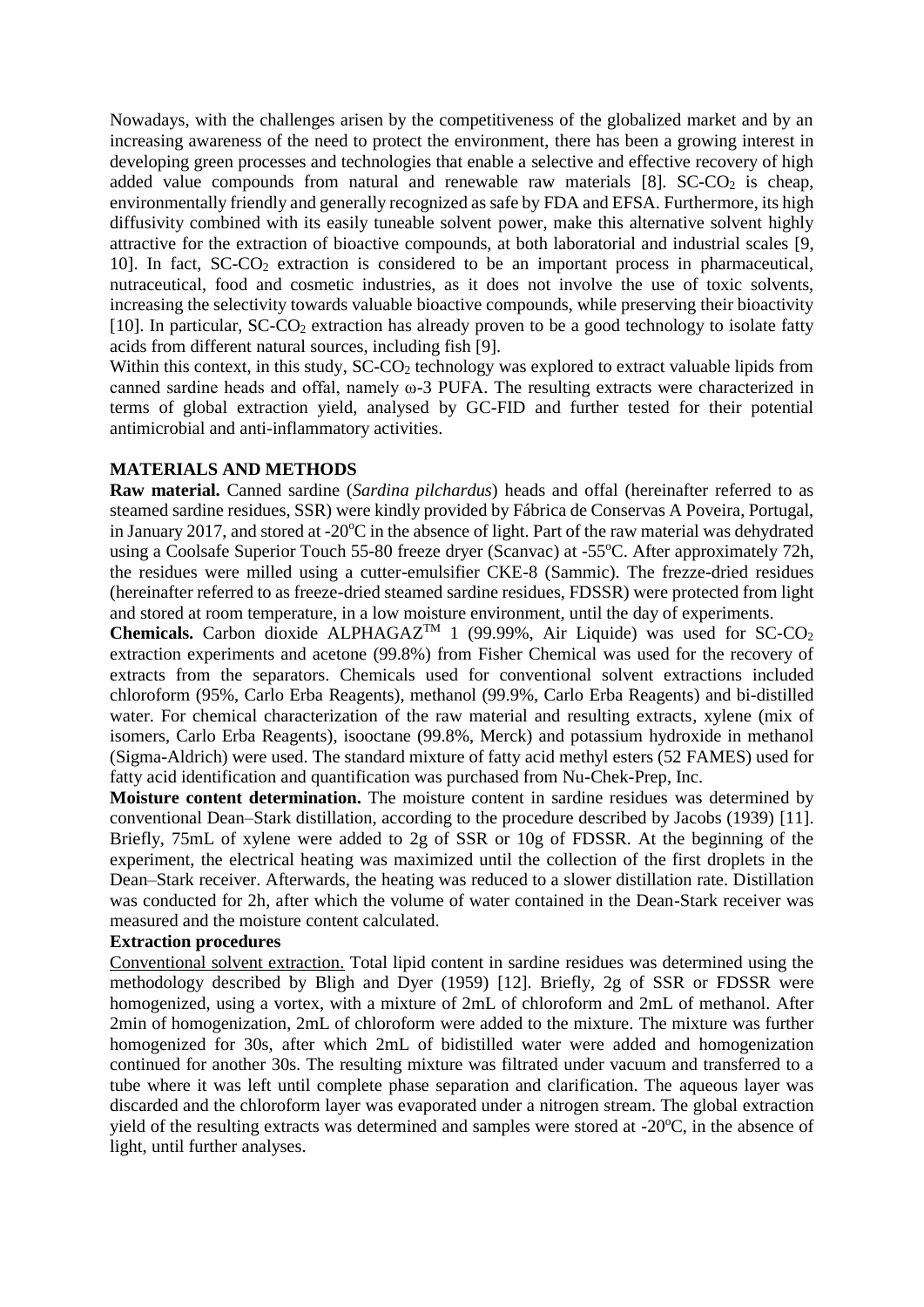Nowadays, with the challenges arisen by the competitiveness of the globalized market and by an increasing awareness of the need to protect the environment, there has been a growing interest in developing green processes and technologies that enable a selective and effective recovery of high added value compounds from natural and renewable raw materials [8]. SC-$CO_2$ is cheap, environmentally friendly and generally recognized as safe by FDA and EFSA. Furthermore, its high diffusivity combined with its easily tuneable solvent power, make this alternative solvent highly attractive for the extraction of bioactive compounds, at both laboratorial and industrial scales [9, 10]. In fact, SC-$CO_2$ extraction is considered to be an important process in pharmaceutical, nutraceutical, food and cosmetic industries, as it does not involve the use of toxic solvents, increasing the selectivity towards valuable bioactive compounds, while preserving their bioactivity [10]. In particular, SC-$CO_2$ extraction has already proven to be a good technology to isolate fatty acids from different natural sources, including fish [9].

Within this context, in this study, SC-$CO_2$ technology was explored to extract valuable lipids from canned sardine heads and offal, namely ω-3 PUFA. The resulting extracts were characterized in terms of global extraction yield, analysed by GC-FID and further tested for their potential antimicrobial and anti-inflammatory activities.

## MATERIALS AND METHODS

**Raw material.** Canned sardine (*Sardina pilchardus*) heads and offal (hereinafter referred to as steamed sardine residues, SSR) were kindly provided by Fábrica de Conservas A Poveira, Portugal, in January 2017, and stored at -20°C in the absence of light. Part of the raw material was dehydrated using a Coolsafe Superior Touch 55-80 freeze dryer (Scanvac) at -55°C. After approximately 72h, the residues were milled using a cutter-emulsifier CKE-8 (Sammic). The frezze-dried residues (hereinafter referred to as freeze-dried steamed sardine residues, FDSSR) were protected from light and stored at room temperature, in a low moisture environment, until the day of experiments.

**Chemicals.** Carbon dioxide ALPHAGAZ™ 1 (99.99%, Air Liquide) was used for SC-$CO_2$ extraction experiments and acetone (99.8%) from Fisher Chemical was used for the recovery of extracts from the separators. Chemicals used for conventional solvent extractions included chloroform (95%, Carlo Erba Reagents), methanol (99.9%, Carlo Erba Reagents) and bi-distilled water. For chemical characterization of the raw material and resulting extracts, xylene (mix of isomers, Carlo Erba Reagents), isooctane (99.8%, Merck) and potassium hydroxide in methanol (Sigma-Aldrich) were used. The standard mixture of fatty acid methyl esters (52 FAMES) used for fatty acid identification and quantification was purchased from Nu-Chek-Prep, Inc.

**Moisture content determination.** The moisture content in sardine residues was determined by conventional Dean–Stark distillation, according to the procedure described by Jacobs (1939) [11]. Briefly, 75mL of xylene were added to 2g of SSR or 10g of FDSSR. At the beginning of the experiment, the electrical heating was maximized until the collection of the first droplets in the Dean–Stark receiver. Afterwards, the heating was reduced to a slower distillation rate. Distillation was conducted for 2h, after which the volume of water contained in the Dean-Stark receiver was measured and the moisture content calculated.

**Extraction procedures**

Conventional solvent extraction. Total lipid content in sardine residues was determined using the methodology described by Bligh and Dyer (1959) [12]. Briefly, 2g of SSR or FDSSR were homogenized, using a vortex, with a mixture of 2mL of chloroform and 2mL of methanol. After 2min of homogenization, 2mL of chloroform were added to the mixture. The mixture was further homogenized for 30s, after which 2mL of bidistilled water were added and homogenization continued for another 30s. The resulting mixture was filtrated under vacuum and transferred to a tube where it was left until complete phase separation and clarification. The aqueous layer was discarded and the chloroform layer was evaporated under a nitrogen stream. The global extraction yield of the resulting extracts was determined and samples were stored at -20°C, in the absence of light, until further analyses.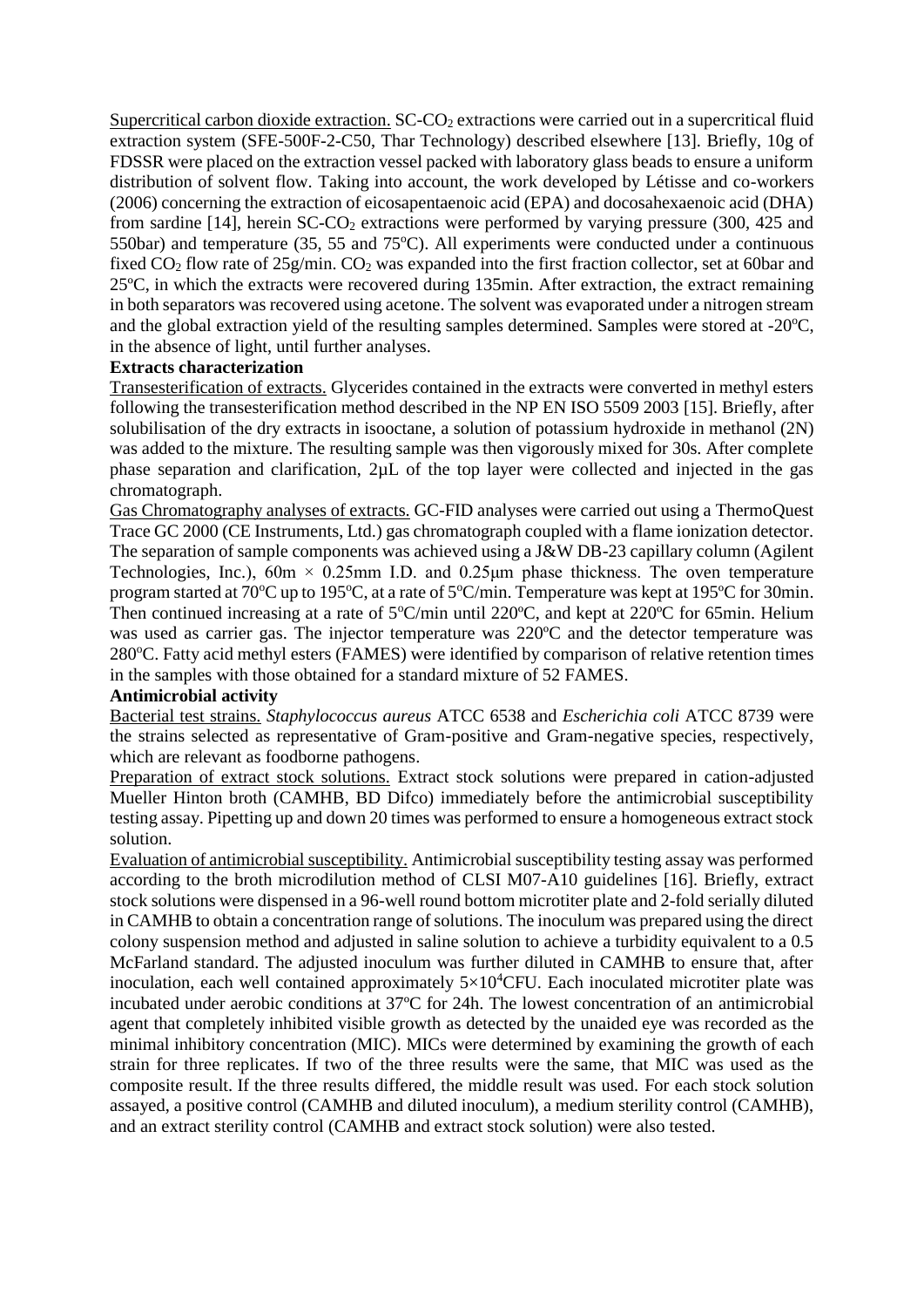Supercritical carbon dioxide extraction. SC-$CO_2$ extractions were carried out in a supercritical fluid extraction system (SFE-500F-2-C50, Thar Technology) described elsewhere [13]. Briefly, 10g of FDSSR were placed on the extraction vessel packed with laboratory glass beads to ensure a uniform distribution of solvent flow. Taking into account, the work developed by Létisse and co-workers (2006) concerning the extraction of eicosapentaenoic acid (EPA) and docosahexaenoic acid (DHA) from sardine [14], herein SC-$CO_2$ extractions were performed by varying pressure (300, 425 and 550bar) and temperature (35, 55 and 75ºC). All experiments were conducted under a continuous fixed $CO_2$ flow rate of 25g/min. $CO_2$ was expanded into the first fraction collector, set at 60bar and 25ºC, in which the extracts were recovered during 135min. After extraction, the extract remaining in both separators was recovered using acetone. The solvent was evaporated under a nitrogen stream and the global extraction yield of the resulting samples determined. Samples were stored at -20ºC, in the absence of light, until further analyses.

**Extracts characterization**

Transesterification of extracts. Glycerides contained in the extracts were converted in methyl esters following the transesterification method described in the NP EN ISO 5509 2003 [15]. Briefly, after solubilisation of the dry extracts in isooctane, a solution of potassium hydroxide in methanol (2N) was added to the mixture. The resulting sample was then vigorously mixed for 30s. After complete phase separation and clarification, 2µL of the top layer were collected and injected in the gas chromatograph.

Gas Chromatography analyses of extracts. GC-FID analyses were carried out using a ThermoQuest Trace GC 2000 (CE Instruments, Ltd.) gas chromatograph coupled with a flame ionization detector. The separation of sample components was achieved using a J&W DB-23 capillary column (Agilent Technologies, Inc.), 60m × 0.25mm I.D. and 0.25µm phase thickness. The oven temperature program started at 70ºC up to 195ºC, at a rate of 5ºC/min. Temperature was kept at 195ºC for 30min. Then continued increasing at a rate of 5ºC/min until 220ºC, and kept at 220ºC for 65min. Helium was used as carrier gas. The injector temperature was 220ºC and the detector temperature was 280ºC. Fatty acid methyl esters (FAMES) were identified by comparison of relative retention times in the samples with those obtained for a standard mixture of 52 FAMES.

**Antimicrobial activity**

Bacterial test strains. *Staphylococcus aureus* ATCC 6538 and *Escherichia coli* ATCC 8739 were the strains selected as representative of Gram-positive and Gram-negative species, respectively, which are relevant as foodborne pathogens.

Preparation of extract stock solutions. Extract stock solutions were prepared in cation-adjusted Mueller Hinton broth (CAMHB, BD Difco) immediately before the antimicrobial susceptibility testing assay. Pipetting up and down 20 times was performed to ensure a homogeneous extract stock solution.

Evaluation of antimicrobial susceptibility. Antimicrobial susceptibility testing assay was performed according to the broth microdilution method of CLSI M07-A10 guidelines [16]. Briefly, extract stock solutions were dispensed in a 96-well round bottom microtiter plate and 2-fold serially diluted in CAMHB to obtain a concentration range of solutions. The inoculum was prepared using the direct colony suspension method and adjusted in saline solution to achieve a turbidity equivalent to a 0.5 McFarland standard. The adjusted inoculum was further diluted in CAMHB to ensure that, after inoculation, each well contained approximately $5\times10^4$CFU. Each inoculated microtiter plate was incubated under aerobic conditions at 37ºC for 24h. The lowest concentration of an antimicrobial agent that completely inhibited visible growth as detected by the unaided eye was recorded as the minimal inhibitory concentration (MIC). MICs were determined by examining the growth of each strain for three replicates. If two of the three results were the same, that MIC was used as the composite result. If the three results differed, the middle result was used. For each stock solution assayed, a positive control (CAMHB and diluted inoculum), a medium sterility control (CAMHB), and an extract sterility control (CAMHB and extract stock solution) were also tested.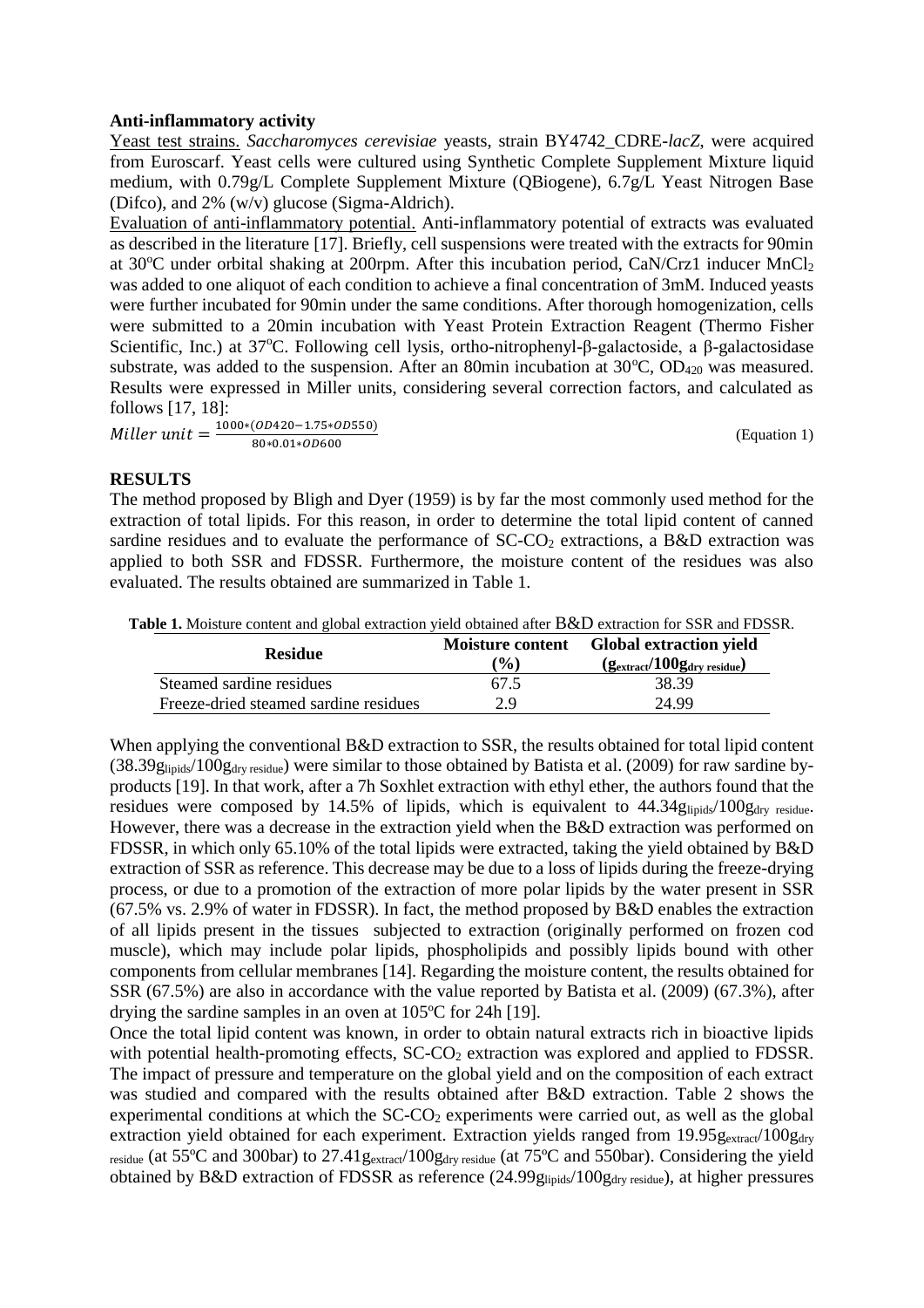**Anti-inflammatory activity**

Yeast test strains. *Saccharomyces cerevisiae* yeasts, strain BY4742_CDRE-*lacZ*, were acquired from Euroscarf. Yeast cells were cultured using Synthetic Complete Supplement Mixture liquid medium, with 0.79g/L Complete Supplement Mixture (QBiogene), 6.7g/L Yeast Nitrogen Base (Difco), and 2% (w/v) glucose (Sigma-Aldrich).

Evaluation of anti-inflammatory potential. Anti-inflammatory potential of extracts was evaluated as described in the literature [17]. Briefly, cell suspensions were treated with the extracts for 90min at 30°C under orbital shaking at 200rpm. After this incubation period, CaN/Crz1 inducer $MnCl_2$ was added to one aliquot of each condition to achieve a final concentration of 3mM. Induced yeasts were further incubated for 90min under the same conditions. After thorough homogenization, cells were submitted to a 20min incubation with Yeast Protein Extraction Reagent (Thermo Fisher Scientific, Inc.) at 37°C. Following cell lysis, ortho-nitrophenyl-β-galactoside, a β-galactosidase substrate, was added to the suspension. After an 80min incubation at 30°C, $OD_{420}$ was measured. Results were expressed in Miller units, considering several correction factors, and calculated as follows [17, 18]:

$$Miller\ unit = \frac{1000*(OD420 - 1.75*OD550)}{80*0.01*OD600} \quad \text{(Equation 1)}$$

**RESULTS**

The method proposed by Bligh and Dyer (1959) is by far the most commonly used method for the extraction of total lipids. For this reason, in order to determine the total lipid content of canned sardine residues and to evaluate the performance of SC-$CO_2$ extractions, a B&D extraction was applied to both SSR and FDSSR. Furthermore, the moisture content of the residues was also evaluated. The results obtained are summarized in Table 1.

**Table 1.** Moisture content and global extraction yield obtained after B&D extraction for SSR and FDSSR.

| Residue | Moisture content (%) | Global extraction yield ($g_{extract}/100g_{dry\ residue}$) |
|---|---|---|
| Steamed sardine residues | 67.5 | 38.39 |
| Freeze-dried steamed sardine residues | 2.9 | 24.99 |

When applying the conventional B&D extraction to SSR, the results obtained for total lipid content ($38.39g_{lipids}/100g_{dry\ residue}$) were similar to those obtained by Batista et al. (2009) for raw sardine by-products [19]. In that work, after a 7h Soxhlet extraction with ethyl ether, the authors found that the residues were composed by 14.5% of lipids, which is equivalent to $44.34g_{lipids}/100g_{dry\ residue}$. However, there was a decrease in the extraction yield when the B&D extraction was performed on FDSSR, in which only 65.10% of the total lipids were extracted, taking the yield obtained by B&D extraction of SSR as reference. This decrease may be due to a loss of lipids during the freeze-drying process, or due to a promotion of the extraction of more polar lipids by the water present in SSR (67.5% vs. 2.9% of water in FDSSR). In fact, the method proposed by B&D enables the extraction of all lipids present in the tissues subjected to extraction (originally performed on frozen cod muscle), which may include polar lipids, phospholipids and possibly lipids bound with other components from cellular membranes [14]. Regarding the moisture content, the results obtained for SSR (67.5%) are also in accordance with the value reported by Batista et al. (2009) (67.3%), after drying the sardine samples in an oven at 105ºC for 24h [19].

Once the total lipid content was known, in order to obtain natural extracts rich in bioactive lipids with potential health-promoting effects, SC-$CO_2$ extraction was explored and applied to FDSSR. The impact of pressure and temperature on the global yield and on the composition of each extract was studied and compared with the results obtained after B&D extraction. Table 2 shows the experimental conditions at which the SC-$CO_2$ experiments were carried out, as well as the global extraction yield obtained for each experiment. Extraction yields ranged from $19.95g_{extract}/100g_{dry\ residue}$ (at 55ºC and 300bar) to $27.41g_{extract}/100g_{dry\ residue}$ (at 75ºC and 550bar). Considering the yield obtained by B&D extraction of FDSSR as reference ($24.99g_{lipids}/100g_{dry\ residue}$), at higher pressures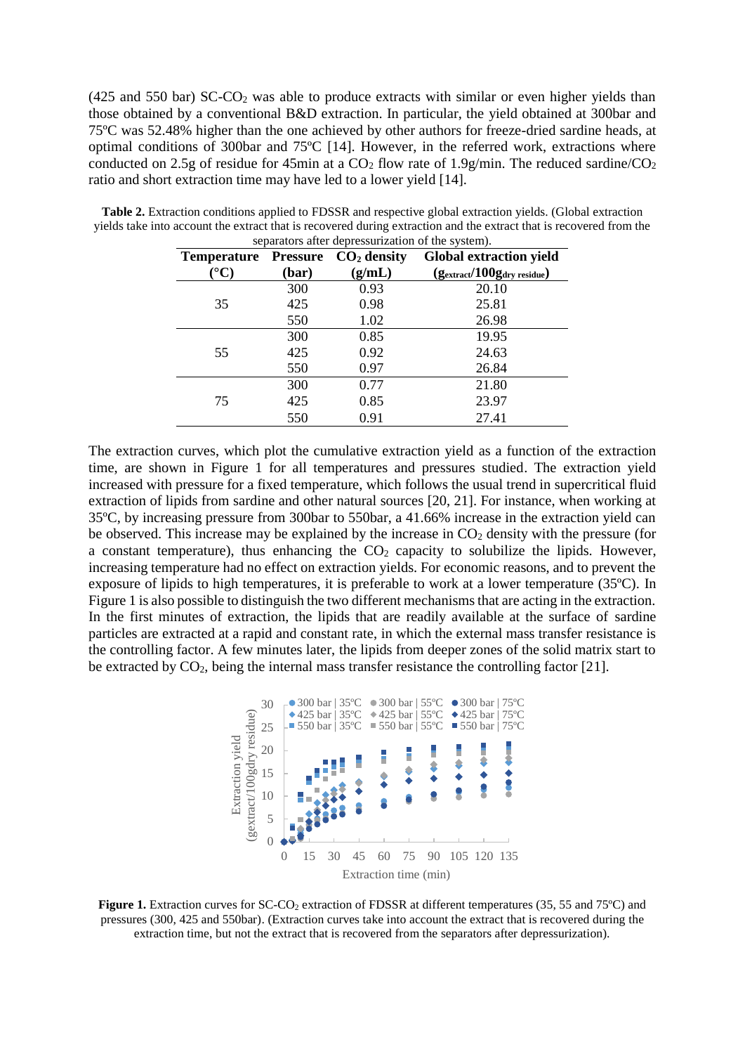(425 and 550 bar) SC-$CO_2$ was able to produce extracts with similar or even higher yields than those obtained by a conventional B&D extraction. In particular, the yield obtained at 300bar and 75ºC was 52.48% higher than the one achieved by other authors for freeze-dried sardine heads, at optimal conditions of 300bar and 75ºC [14]. However, in the referred work, extractions where conducted on 2.5g of residue for 45min at a $CO_2$ flow rate of 1.9g/min. The reduced sardine/$CO_2$ ratio and short extraction time may have led to a lower yield [14].

**Table 2.** Extraction conditions applied to FDSSR and respective global extraction yields. (Global extraction yields take into account the extract that is recovered during extraction and the extract that is recovered from the separators after depressurization of the system).

| Temperature (°C) | Pressure (bar) | $CO_2$ density (g/mL) | Global extraction yield ($g_{extract}/100g_{dry\ residue}$) |
|---|---|---|---|
| 35 | 300 | 0.93 | 20.10 |
| | 425 | 0.98 | 25.81 |
| | 550 | 1.02 | 26.98 |
| 55 | 300 | 0.85 | 19.95 |
| | 425 | 0.92 | 24.63 |
| | 550 | 0.97 | 26.84 |
| 75 | 300 | 0.77 | 21.80 |
| | 425 | 0.85 | 23.97 |
| | 550 | 0.91 | 27.41 |

The extraction curves, which plot the cumulative extraction yield as a function of the extraction time, are shown in Figure 1 for all temperatures and pressures studied. The extraction yield increased with pressure for a fixed temperature, which follows the usual trend in supercritical fluid extraction of lipids from sardine and other natural sources [20, 21]. For instance, when working at 35ºC, by increasing pressure from 300bar to 550bar, a 41.66% increase in the extraction yield can be observed. This increase may be explained by the increase in $CO_2$ density with the pressure (for a constant temperature), thus enhancing the $CO_2$ capacity to solubilize the lipids. However, increasing temperature had no effect on extraction yields. For economic reasons, and to prevent the exposure of lipids to high temperatures, it is preferable to work at a lower temperature (35ºC). In Figure 1 is also possible to distinguish the two different mechanisms that are acting in the extraction. In the first minutes of extraction, the lipids that are readily available at the surface of sardine particles are extracted at a rapid and constant rate, in which the external mass transfer resistance is the controlling factor. A few minutes later, the lipids from deeper zones of the solid matrix start to be extracted by $CO_2$, being the internal mass transfer resistance the controlling factor [21].

300 bar | 35ºC
300 bar | 55ºC
300 bar | 75ºC
425 bar | 35ºC
425 bar | 55ºC
425 bar | 75ºC
550 bar | 35ºC
550 bar | 55ºC
550 bar | 75ºC

Extraction yield (gextract/100gdry residue)

0
5
10
15
20
25
30

0 15 30 45 60 75 90 105 120 135

Extraction time (min)

**Figure 1.** Extraction curves for SC-$CO_2$ extraction of FDSSR at different temperatures (35, 55 and 75ºC) and pressures (300, 425 and 550bar). (Extraction curves take into account the extract that is recovered during the extraction time, but not the extract that is recovered from the separators after depressurization).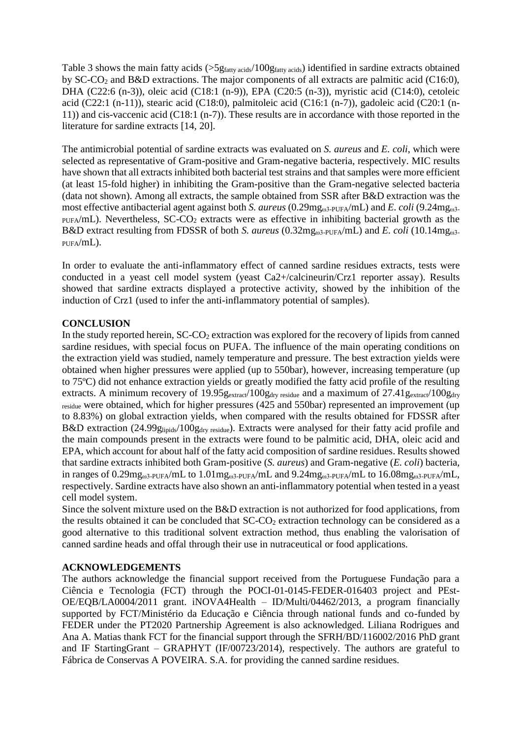Table 3 shows the main fatty acids (>5$g_{fatty\ acids}$/100$g_{fatty\ acids}$) identified in sardine extracts obtained by SC-$CO_2$ and B&D extractions. The major components of all extracts are palmitic acid (C16:0), DHA (C22:6 (n-3)), oleic acid (C18:1 (n-9)), EPA (C20:5 (n-3)), myristic acid (C14:0), cetoleic acid (C22:1 (n-11)), stearic acid (C18:0), palmitoleic acid (C16:1 (n-7)), gadoleic acid (C20:1 (n-11)) and cis-vaccenic acid (C18:1 (n-7)). These results are in accordance with those reported in the literature for sardine extracts [14, 20].

The antimicrobial potential of sardine extracts was evaluated on *S. aureus* and *E. coli*, which were selected as representative of Gram-positive and Gram-negative bacteria, respectively. MIC results have shown that all extracts inhibited both bacterial test strains and that samples were more efficient (at least 15-fold higher) in inhibiting the Gram-positive than the Gram-negative selected bacteria (data not shown). Among all extracts, the sample obtained from SSR after B&D extraction was the most effective antibacterial agent against both *S. aureus* (0.29$mg_{\omega3\text{-}PUFA}$/mL) and *E. coli* (9.24$mg_{\omega3\text{-}PUFA}$/mL). Nevertheless, SC-$CO_2$ extracts were as effective in inhibiting bacterial growth as the B&D extract resulting from FDSSR of both *S. aureus* (0.32$mg_{\omega3\text{-}PUFA}$/mL) and *E. coli* (10.14$mg_{\omega3\text{-}PUFA}$/mL).

In order to evaluate the anti-inflammatory effect of canned sardine residues extracts, tests were conducted in a yeast cell model system (yeast Ca2+/calcineurin/Crz1 reporter assay). Results showed that sardine extracts displayed a protective activity, showed by the inhibition of the induction of Crz1 (used to infer the anti-inflammatory potential of samples).

## CONCLUSION

In the study reported herein, SC-$CO_2$ extraction was explored for the recovery of lipids from canned sardine residues, with special focus on PUFA. The influence of the main operating conditions on the extraction yield was studied, namely temperature and pressure. The best extraction yields were obtained when higher pressures were applied (up to 550bar), however, increasing temperature (up to 75ºC) did not enhance extraction yields or greatly modified the fatty acid profile of the resulting extracts. A minimum recovery of 19.95$g_{extract}$/100$g_{dry\ residue}$ and a maximum of 27.41$g_{extract}$/100$g_{dry\ residue}$ were obtained, which for higher pressures (425 and 550bar) represented an improvement (up to 8.83%) on global extraction yields, when compared with the results obtained for FDSSR after B&D extraction (24.99$g_{lipids}$/100$g_{dry\ residue}$). Extracts were analysed for their fatty acid profile and the main compounds present in the extracts were found to be palmitic acid, DHA, oleic acid and EPA, which account for about half of the fatty acid composition of sardine residues. Results showed that sardine extracts inhibited both Gram-positive (*S. aureus*) and Gram-negative (*E. coli*) bacteria, in ranges of 0.29$mg_{\omega3\text{-}PUFA}$/mL to 1.01$mg_{\omega3\text{-}PUFA}$/mL and 9.24$mg_{\omega3\text{-}PUFA}$/mL to 16.08$mg_{\omega3\text{-}PUFA}$/mL, respectively. Sardine extracts have also shown an anti-inflammatory potential when tested in a yeast cell model system.

Since the solvent mixture used on the B&D extraction is not authorized for food applications, from the results obtained it can be concluded that SC-$CO_2$ extraction technology can be considered as a good alternative to this traditional solvent extraction method, thus enabling the valorisation of canned sardine heads and offal through their use in nutraceutical or food applications.

## ACKNOWLEDGEMENTS

The authors acknowledge the financial support received from the Portuguese Fundação para a Ciência e Tecnologia (FCT) through the POCI-01-0145-FEDER-016403 project and PEst-OE/EQB/LA0004/2011 grant. iNOVA4Health – ID/Multi/04462/2013, a program financially supported by FCT/Ministério da Educação e Ciência through national funds and co-funded by FEDER under the PT2020 Partnership Agreement is also acknowledged. Liliana Rodrigues and Ana A. Matias thank FCT for the financial support through the SFRH/BD/116002/2016 PhD grant and IF StartingGrant – GRAPHYT (IF/00723/2014), respectively. The authors are grateful to Fábrica de Conservas A POVEIRA. S.A. for providing the canned sardine residues.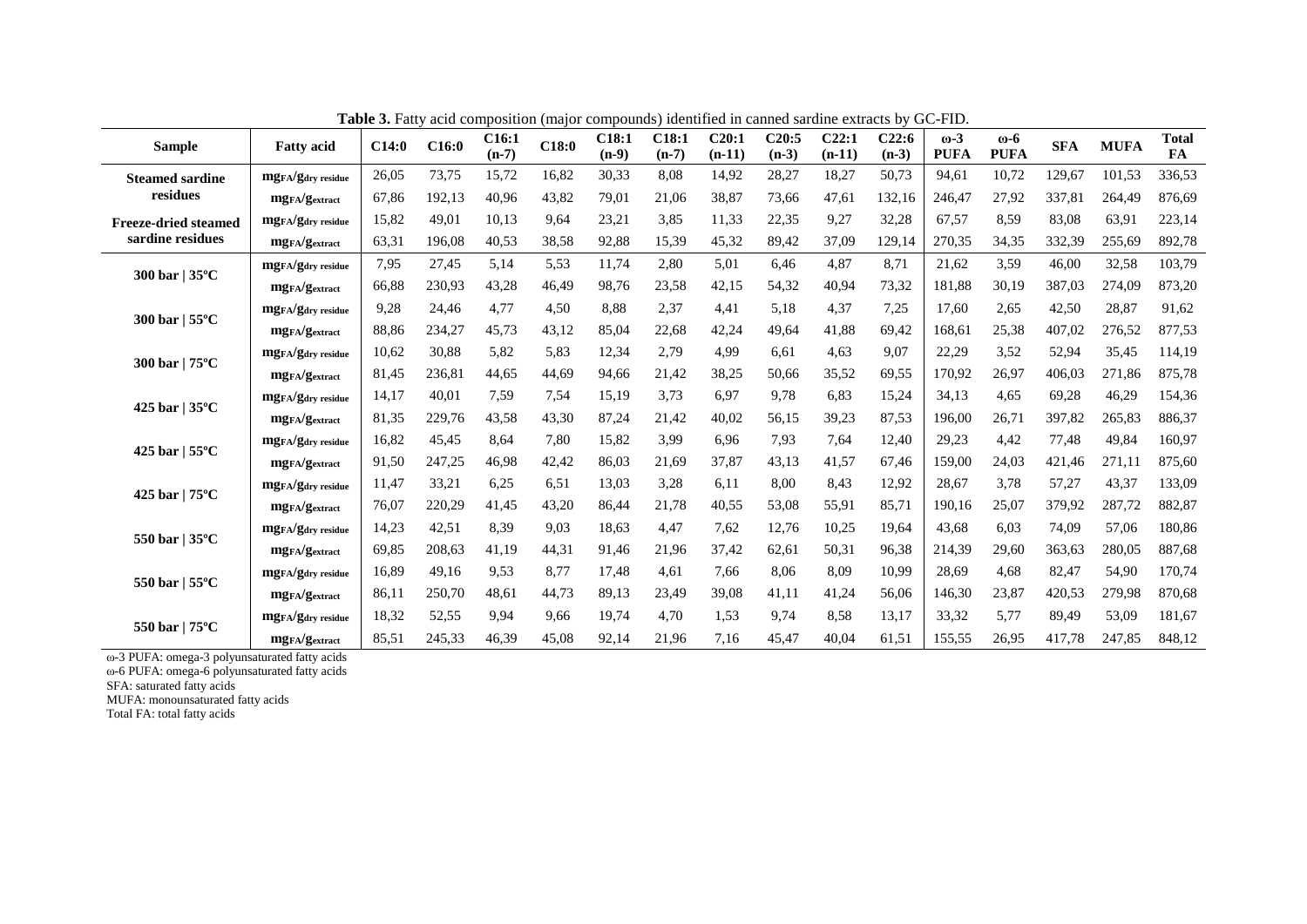**Table 3.** Fatty acid composition (major compounds) identified in canned sardine extracts by GC-FID.

| Sample | Fatty acid | C14:0 | C16:0 | C16:1 (n-7) | C18:0 | C18:1 (n-9) | C18:1 (n-7) | C20:1 (n-11) | C20:5 (n-3) | C22:1 (n-11) | C22:6 (n-3) | ω-3 PUFA | ω-6 PUFA | SFA | MUFA | Total FA |
|---|---|---|---|---|---|---|---|---|---|---|---|---|---|---|---|---|
| Steamed sardine residues | $mg_{FA}/g_{dry\ residue}$ | 26,05 | 73,75 | 15,72 | 16,82 | 30,33 | 8,08 | 14,92 | 28,27 | 18,27 | 50,73 | 94,61 | 10,72 | 129,67 | 101,53 | 336,53 |
| | $mg_{FA}/g_{extract}$ | 67,86 | 192,13 | 40,96 | 43,82 | 79,01 | 21,06 | 38,87 | 73,66 | 47,61 | 132,16 | 246,47 | 27,92 | 337,81 | 264,49 | 876,69 |
| Freeze-dried steamed sardine residues | $mg_{FA}/g_{dry\ residue}$ | 15,82 | 49,01 | 10,13 | 9,64 | 23,21 | 3,85 | 11,33 | 22,35 | 9,27 | 32,28 | 67,57 | 8,59 | 83,08 | 63,91 | 223,14 |
| | $mg_{FA}/g_{extract}$ | 63,31 | 196,08 | 40,53 | 38,58 | 92,88 | 15,39 | 45,32 | 89,42 | 37,09 | 129,14 | 270,35 | 34,35 | 332,39 | 255,69 | 892,78 |
| 300 bar \| 35ºC | $mg_{FA}/g_{dry\ residue}$ | 7,95 | 27,45 | 5,14 | 5,53 | 11,74 | 2,80 | 5,01 | 6,46 | 4,87 | 8,71 | 21,62 | 3,59 | 46,00 | 32,58 | 103,79 |
| | $mg_{FA}/g_{extract}$ | 66,88 | 230,93 | 43,28 | 46,49 | 98,76 | 23,58 | 42,15 | 54,32 | 40,94 | 73,32 | 181,88 | 30,19 | 387,03 | 274,09 | 873,20 |
| 300 bar \| 55ºC | $mg_{FA}/g_{dry\ residue}$ | 9,28 | 24,46 | 4,77 | 4,50 | 8,88 | 2,37 | 4,41 | 5,18 | 4,37 | 7,25 | 17,60 | 2,65 | 42,50 | 28,87 | 91,62 |
| | $mg_{FA}/g_{extract}$ | 88,86 | 234,27 | 45,73 | 43,12 | 85,04 | 22,68 | 42,24 | 49,64 | 41,88 | 69,42 | 168,61 | 25,38 | 407,02 | 276,52 | 877,53 |
| 300 bar \| 75ºC | $mg_{FA}/g_{dry\ residue}$ | 10,62 | 30,88 | 5,82 | 5,83 | 12,34 | 2,79 | 4,99 | 6,61 | 4,63 | 9,07 | 22,29 | 3,52 | 52,94 | 35,45 | 114,19 |
| | $mg_{FA}/g_{extract}$ | 81,45 | 236,81 | 44,65 | 44,69 | 94,66 | 21,42 | 38,25 | 50,66 | 35,52 | 69,55 | 170,92 | 26,97 | 406,03 | 271,86 | 875,78 |
| 425 bar \| 35ºC | $mg_{FA}/g_{dry\ residue}$ | 14,17 | 40,01 | 7,59 | 7,54 | 15,19 | 3,73 | 6,97 | 9,78 | 6,83 | 15,24 | 34,13 | 4,65 | 69,28 | 46,29 | 154,36 |
| | $mg_{FA}/g_{extract}$ | 81,35 | 229,76 | 43,58 | 43,30 | 87,24 | 21,42 | 40,02 | 56,15 | 39,23 | 87,53 | 196,00 | 26,71 | 397,82 | 265,83 | 886,37 |
| 425 bar \| 55ºC | $mg_{FA}/g_{dry\ residue}$ | 16,82 | 45,45 | 8,64 | 7,80 | 15,82 | 3,99 | 6,96 | 7,93 | 7,64 | 12,40 | 29,23 | 4,42 | 77,48 | 49,84 | 160,97 |
| | $mg_{FA}/g_{extract}$ | 91,50 | 247,25 | 46,98 | 42,42 | 86,03 | 21,69 | 37,87 | 43,13 | 41,57 | 67,46 | 159,00 | 24,03 | 421,46 | 271,11 | 875,60 |
| 425 bar \| 75ºC | $mg_{FA}/g_{dry\ residue}$ | 11,47 | 33,21 | 6,25 | 6,51 | 13,03 | 3,28 | 6,11 | 8,00 | 8,43 | 12,92 | 28,67 | 3,78 | 57,27 | 43,37 | 133,09 |
| | $mg_{FA}/g_{extract}$ | 76,07 | 220,29 | 41,45 | 43,20 | 86,44 | 21,78 | 40,55 | 53,08 | 55,91 | 85,71 | 190,16 | 25,07 | 379,92 | 287,72 | 882,87 |
| 550 bar \| 35ºC | $mg_{FA}/g_{dry\ residue}$ | 14,23 | 42,51 | 8,39 | 9,03 | 18,63 | 4,47 | 7,62 | 12,76 | 10,25 | 19,64 | 43,68 | 6,03 | 74,09 | 57,06 | 180,86 |
| | $mg_{FA}/g_{extract}$ | 69,85 | 208,63 | 41,19 | 44,31 | 91,46 | 21,96 | 37,42 | 62,61 | 50,31 | 96,38 | 214,39 | 29,60 | 363,63 | 280,05 | 887,68 |
| 550 bar \| 55ºC | $mg_{FA}/g_{dry\ residue}$ | 16,89 | 49,16 | 9,53 | 8,77 | 17,48 | 4,61 | 7,66 | 8,06 | 8,09 | 10,99 | 28,69 | 4,68 | 82,47 | 54,90 | 170,74 |
| | $mg_{FA}/g_{extract}$ | 86,11 | 250,70 | 48,61 | 44,73 | 89,13 | 23,49 | 39,08 | 41,11 | 41,24 | 56,06 | 146,30 | 23,87 | 420,53 | 279,98 | 870,68 |
| 550 bar \| 75ºC | $mg_{FA}/g_{dry\ residue}$ | 18,32 | 52,55 | 9,94 | 9,66 | 19,74 | 4,70 | 1,53 | 9,74 | 8,58 | 13,17 | 33,32 | 5,77 | 89,49 | 53,09 | 181,67 |
| | $mg_{FA}/g_{extract}$ | 85,51 | 245,33 | 46,39 | 45,08 | 92,14 | 21,96 | 7,16 | 45,47 | 40,04 | 61,51 | 155,55 | 26,95 | 417,78 | 247,85 | 848,12 |

ω-3 PUFA: omega-3 polyunsaturated fatty acids
ω-6 PUFA: omega-6 polyunsaturated fatty acids
SFA: saturated fatty acids
MUFA: monounsaturated fatty acids
Total FA: total fatty acids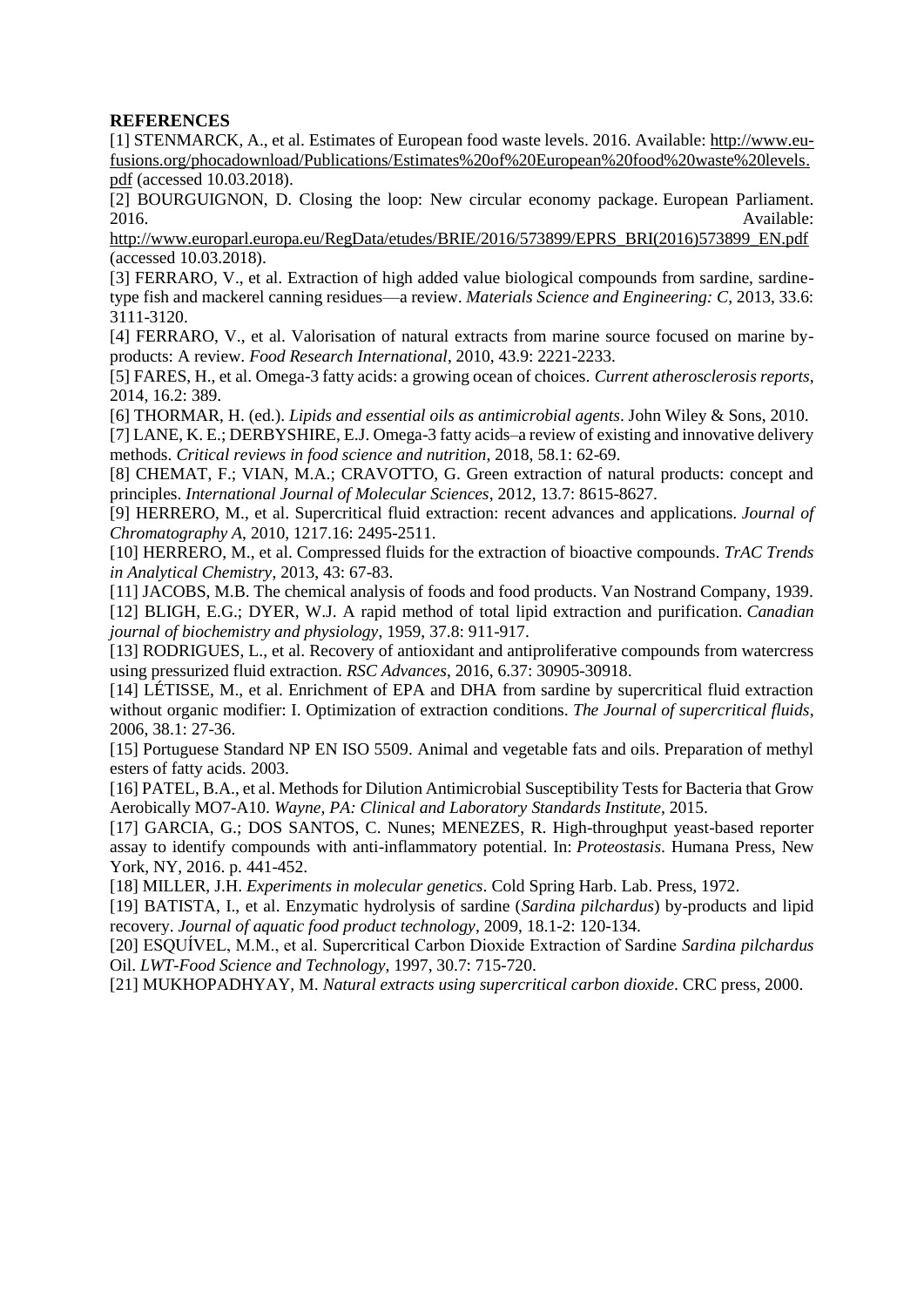**REFERENCES**

[1] STENMARCK, A., et al. Estimates of European food waste levels. 2016. Available: http://www.eu-fusions.org/phocadownload/Publications/Estimates%20of%20European%20food%20waste%20levels.pdf (accessed 10.03.2018).

[2] BOURGUIGNON, D. Closing the loop: New circular economy package. European Parliament. 2016. Available: http://www.europarl.europa.eu/RegData/etudes/BRIE/2016/573899/EPRS_BRI(2016)573899_EN.pdf (accessed 10.03.2018).

[3] FERRARO, V., et al. Extraction of high added value biological compounds from sardine, sardine-type fish and mackerel canning residues—a review. *Materials Science and Engineering: C*, 2013, 33.6: 3111-3120.

[4] FERRARO, V., et al. Valorisation of natural extracts from marine source focused on marine by-products: A review. *Food Research International*, 2010, 43.9: 2221-2233.

[5] FARES, H., et al. Omega-3 fatty acids: a growing ocean of choices. *Current atherosclerosis reports*, 2014, 16.2: 389.

[6] THORMAR, H. (ed.). *Lipids and essential oils as antimicrobial agents*. John Wiley & Sons, 2010.

[7] LANE, K. E.; DERBYSHIRE, E.J. Omega-3 fatty acids–a review of existing and innovative delivery methods. *Critical reviews in food science and nutrition*, 2018, 58.1: 62-69.

[8] CHEMAT, F.; VIAN, M.A.; CRAVOTTO, G. Green extraction of natural products: concept and principles. *International Journal of Molecular Sciences*, 2012, 13.7: 8615-8627.

[9] HERRERO, M., et al. Supercritical fluid extraction: recent advances and applications. *Journal of Chromatography A*, 2010, 1217.16: 2495-2511.

[10] HERRERO, M., et al. Compressed fluids for the extraction of bioactive compounds. *TrAC Trends in Analytical Chemistry*, 2013, 43: 67-83.

[11] JACOBS, M.B. The chemical analysis of foods and food products. Van Nostrand Company, 1939.

[12] BLIGH, E.G.; DYER, W.J. A rapid method of total lipid extraction and purification. *Canadian journal of biochemistry and physiology*, 1959, 37.8: 911-917.

[13] RODRIGUES, L., et al. Recovery of antioxidant and antiproliferative compounds from watercress using pressurized fluid extraction. *RSC Advances*, 2016, 6.37: 30905-30918.

[14] LÉTISSE, M., et al. Enrichment of EPA and DHA from sardine by supercritical fluid extraction without organic modifier: I. Optimization of extraction conditions. *The Journal of supercritical fluids*, 2006, 38.1: 27-36.

[15] Portuguese Standard NP EN ISO 5509. Animal and vegetable fats and oils. Preparation of methyl esters of fatty acids. 2003.

[16] PATEL, B.A., et al. Methods for Dilution Antimicrobial Susceptibility Tests for Bacteria that Grow Aerobically MO7-A10. *Wayne, PA: Clinical and Laboratory Standards Institute*, 2015.

[17] GARCIA, G.; DOS SANTOS, C. Nunes; MENEZES, R. High-throughput yeast-based reporter assay to identify compounds with anti-inflammatory potential. In: *Proteostasis*. Humana Press, New York, NY, 2016. p. 441-452.

[18] MILLER, J.H. *Experiments in molecular genetics*. Cold Spring Harb. Lab. Press, 1972.

[19] BATISTA, I., et al. Enzymatic hydrolysis of sardine (*Sardina pilchardus*) by-products and lipid recovery. *Journal of aquatic food product technology*, 2009, 18.1-2: 120-134.

[20] ESQUÍVEL, M.M., et al. Supercritical Carbon Dioxide Extraction of Sardine *Sardina pilchardus* Oil. *LWT-Food Science and Technology*, 1997, 30.7: 715-720.

[21] MUKHOPADHYAY, M. *Natural extracts using supercritical carbon dioxide*. CRC press, 2000.